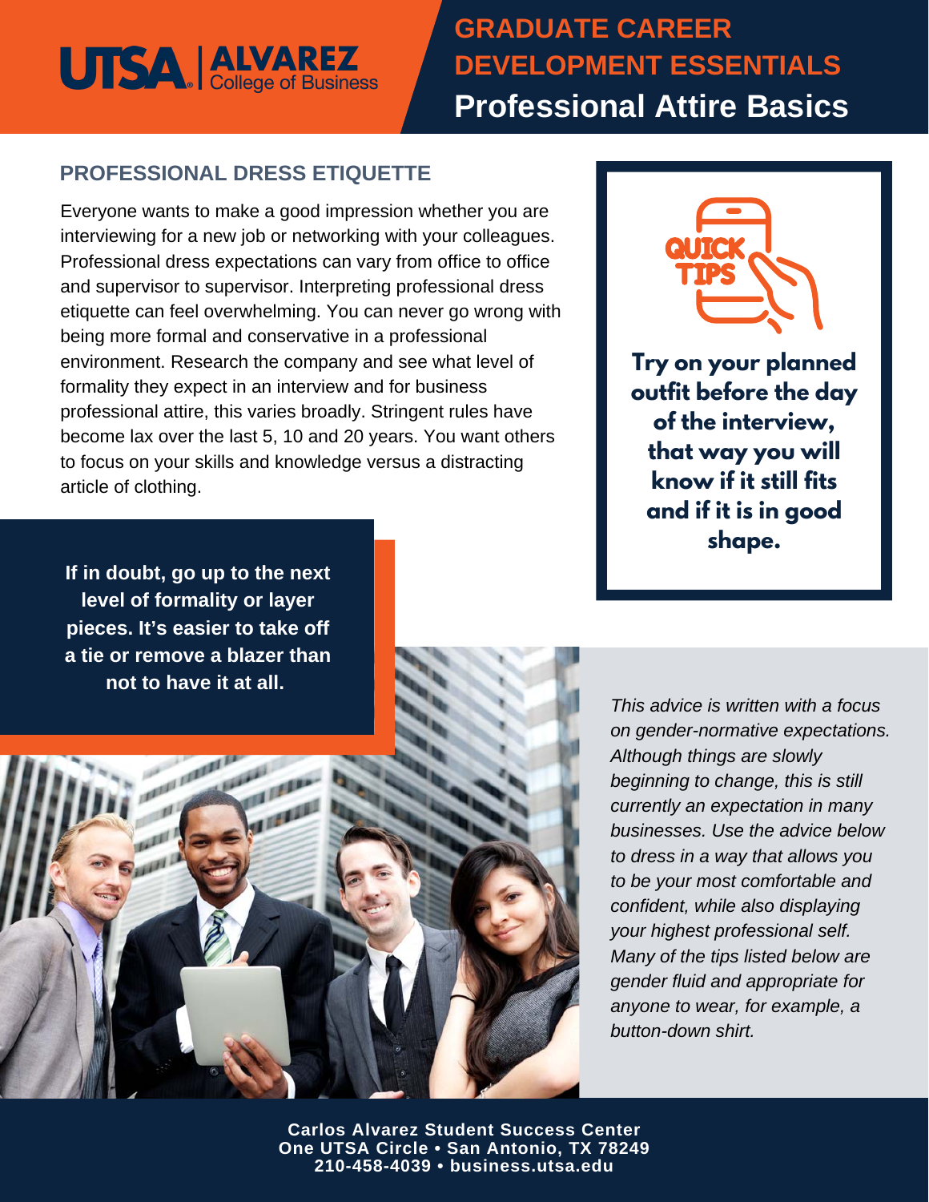UTSA | ALVAREZ College of Business

# GRADUATE CAREER DEVELOPMENT ESSENTIALS

# Professional Attire Basics

## PROFESSIONAL DRESS ETIQUETTE

Everyone wants to make a good impression whether you are interviewing for a new job or networking with your colleagues. Professional dress expectations can vary from office to office and supervisor to supervisor. Interpreting professional dress etiquette can feel overwhelming. You can never go wrong with being more formal and conservative in a professional environment. Research the company and see what level of formality they expect in an interview and for business professional attire, this varies broadly. Stringent rules have become lax over the last 5, 10 and 20 years. You want others to focus on your skills and knowledge versus a distracting article of clothing.

**If in doubt, go up to the next level of formality or layer pieces. It's easier to take off a tie or remove a blazer than not to have it at all.**

QUICK TIPS

**Try on your planned outfit before the day of the interview, that way you will know if it still fits and if it is in good shape.**

*This advice is written with a focus on gender-normative expectations. Although things are slowly beginning to change, this is still currently an expectation in many businesses. Use the advice below to dress in a way that allows you to be your most comfortable and confident, while also displaying your highest professional self. Many of the tips listed below are gender fluid and appropriate for anyone to wear, for example, a button-down shirt.*

**Carlos Alvarez Student Success Center**
**One UTSA Circle • San Antonio, TX 78249**
**210-458-4039 • business.utsa.edu**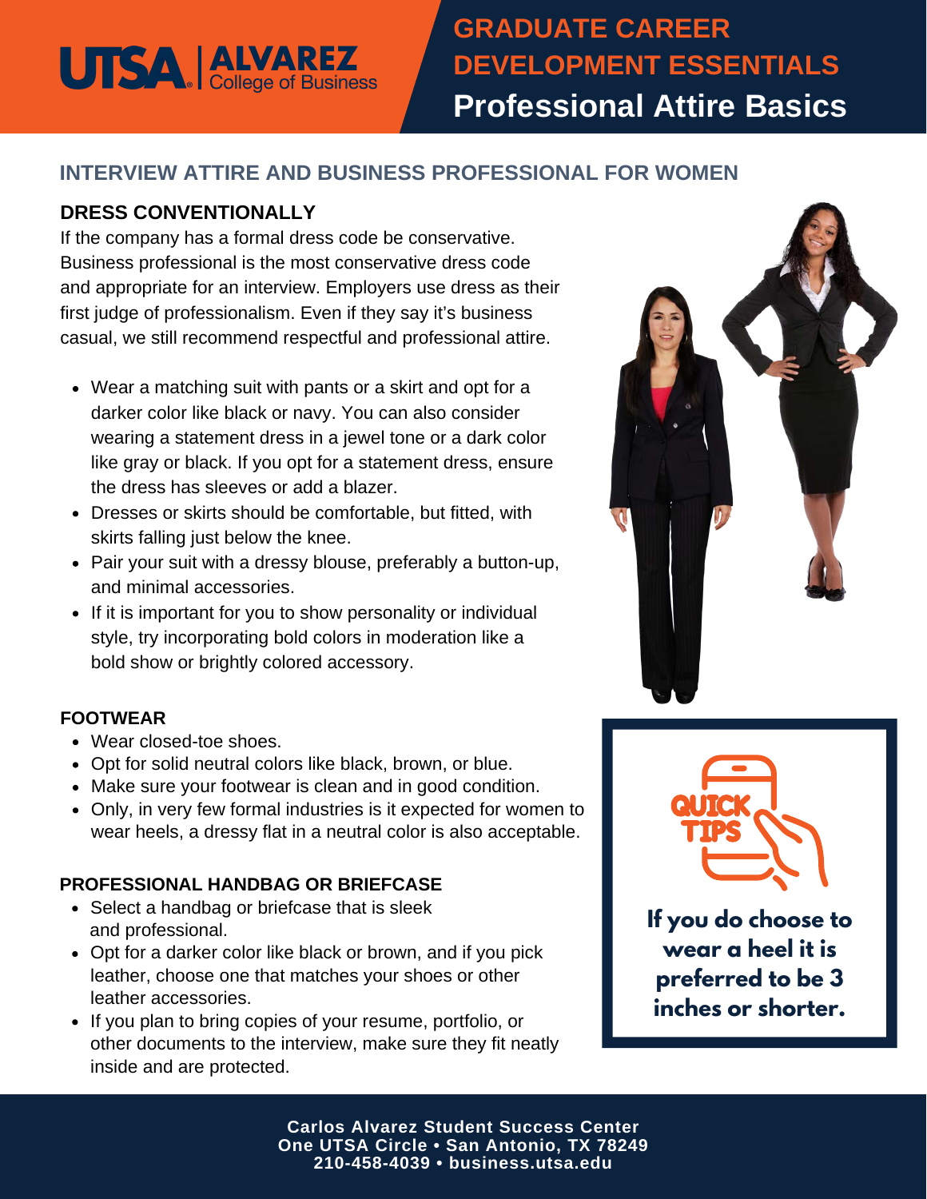# GRADUATE CAREER DEVELOPMENT ESSENTIALS

# Professional Attire Basics

## INTERVIEW ATTIRE AND BUSINESS PROFESSIONAL FOR WOMEN

### DRESS CONVENTIONALLY

If the company has a formal dress code be conservative. Business professional is the most conservative dress code and appropriate for an interview. Employers use dress as their first judge of professionalism. Even if they say it's business casual, we still recommend respectful and professional attire.

- Wear a matching suit with pants or a skirt and opt for a darker color like black or navy. You can also consider wearing a statement dress in a jewel tone or a dark color like gray or black. If you opt for a statement dress, ensure the dress has sleeves or add a blazer.
- Dresses or skirts should be comfortable, but fitted, with skirts falling just below the knee.
- Pair your suit with a dressy blouse, preferably a button-up, and minimal accessories.
- If it is important for you to show personality or individual style, try incorporating bold colors in moderation like a bold show or brightly colored accessory.

### FOOTWEAR

- Wear closed-toe shoes.
- Opt for solid neutral colors like black, brown, or blue.
- Make sure your footwear is clean and in good condition.
- Only, in very few formal industries is it expected for women to wear heels, a dressy flat in a neutral color is also acceptable.

### PROFESSIONAL HANDBAG OR BRIEFCASE

- Select a handbag or briefcase that is sleek and professional.
- Opt for a darker color like black or brown, and if you pick leather, choose one that matches your shoes or other leather accessories.
- If you plan to bring copies of your resume, portfolio, or other documents to the interview, make sure they fit neatly inside and are protected.

**QUICK TIPS**

**If you do choose to wear a heel it is preferred to be 3 inches or shorter.**

Carlos Alvarez Student Success Center
One UTSA Circle • San Antonio, TX 78249
210-458-4039 • business.utsa.edu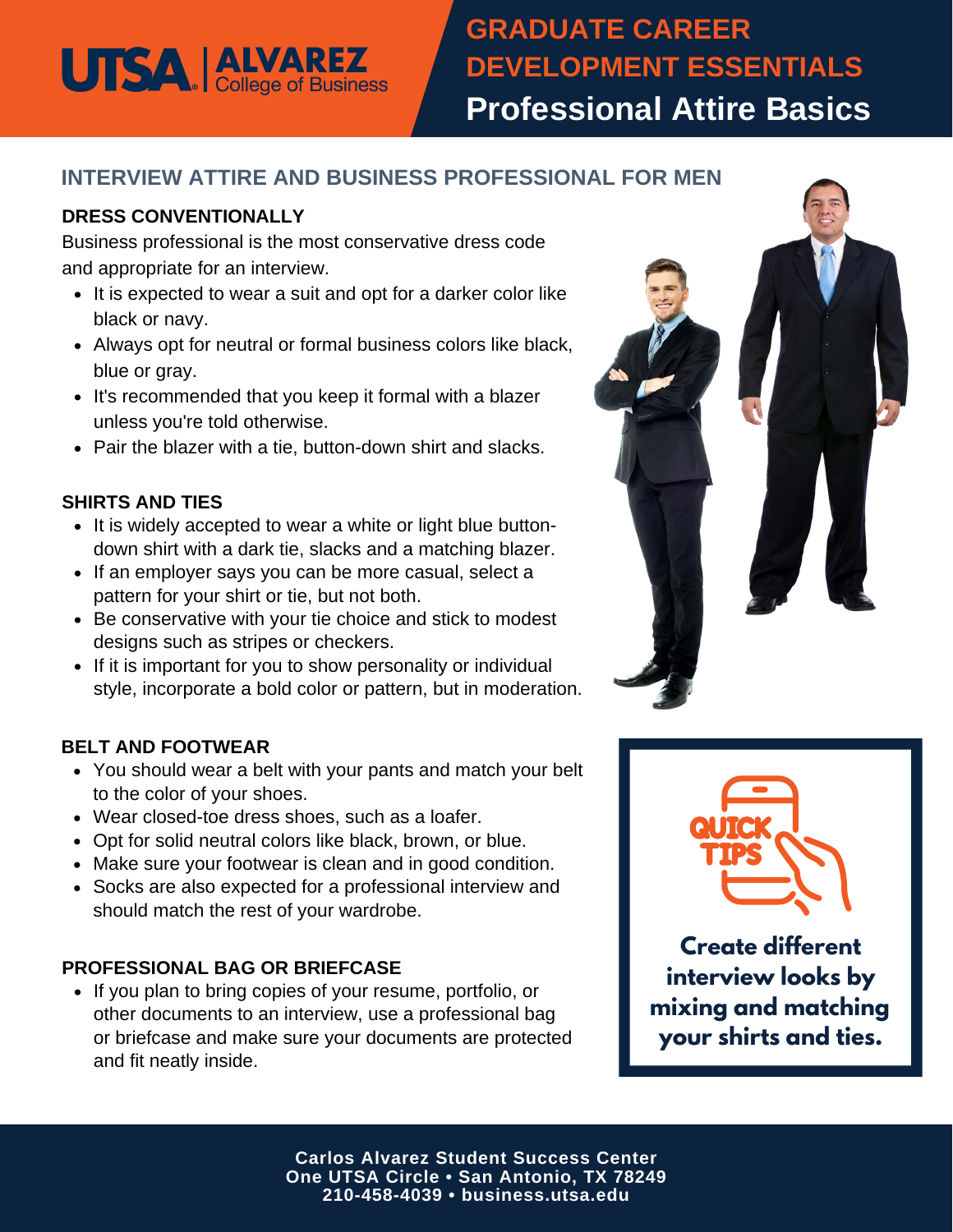# GRADUATE CAREER DEVELOPMENT ESSENTIALS

# Professional Attire Basics

## INTERVIEW ATTIRE AND BUSINESS PROFESSIONAL FOR MEN

### DRESS CONVENTIONALLY

Business professional is the most conservative dress code and appropriate for an interview.

- It is expected to wear a suit and opt for a darker color like black or navy.
- Always opt for neutral or formal business colors like black, blue or gray.
- It's recommended that you keep it formal with a blazer unless you're told otherwise.
- Pair the blazer with a tie, button-down shirt and slacks.

### SHIRTS AND TIES

- It is widely accepted to wear a white or light blue button-down shirt with a dark tie, slacks and a matching blazer.
- If an employer says you can be more casual, select a pattern for your shirt or tie, but not both.
- Be conservative with your tie choice and stick to modest designs such as stripes or checkers.
- If it is important for you to show personality or individual style, incorporate a bold color or pattern, but in moderation.

### BELT AND FOOTWEAR

- You should wear a belt with your pants and match your belt to the color of your shoes.
- Wear closed-toe dress shoes, such as a loafer.
- Opt for solid neutral colors like black, brown, or blue.
- Make sure your footwear is clean and in good condition.
- Socks are also expected for a professional interview and should match the rest of your wardrobe.

### PROFESSIONAL BAG OR BRIEFCASE

- If you plan to bring copies of your resume, portfolio, or other documents to an interview, use a professional bag or briefcase and make sure your documents are protected and fit neatly inside.

**QUICK TIPS**

**Create different interview looks by mixing and matching your shirts and ties.**

Carlos Alvarez Student Success Center
One UTSA Circle • San Antonio, TX 78249
210-458-4039 • business.utsa.edu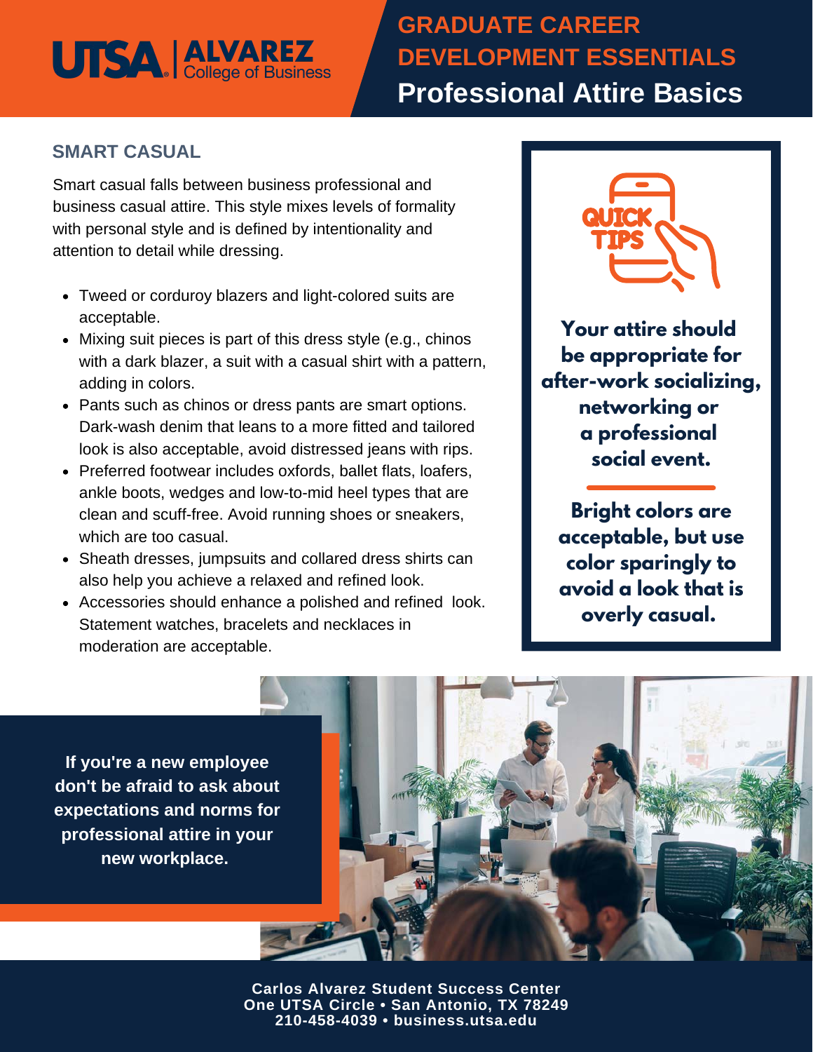# GRADUATE CAREER DEVELOPMENT ESSENTIALS

# Professional Attire Basics

## SMART CASUAL

Smart casual falls between business professional and business casual attire. This style mixes levels of formality with personal style and is defined by intentionality and attention to detail while dressing.

- Tweed or corduroy blazers and light-colored suits are acceptable.
- Mixing suit pieces is part of this dress style (e.g., chinos with a dark blazer, a suit with a casual shirt with a pattern, adding in colors.
- Pants such as chinos or dress pants are smart options. Dark-wash denim that leans to a more fitted and tailored look is also acceptable, avoid distressed jeans with rips.
- Preferred footwear includes oxfords, ballet flats, loafers, ankle boots, wedges and low-to-mid heel types that are clean and scuff-free. Avoid running shoes or sneakers, which are too casual.
- Sheath dresses, jumpsuits and collared dress shirts can also help you achieve a relaxed and refined look.
- Accessories should enhance a polished and refined look. Statement watches, bracelets and necklaces in moderation are acceptable.

**QUICK TIPS**

**Your attire should be appropriate for after-work socializing, networking or a professional social event.**

**Bright colors are acceptable, but use color sparingly to avoid a look that is overly casual.**

**If you're a new employee don't be afraid to ask about expectations and norms for professional attire in your new workplace.**

**Carlos Alvarez Student Success Center**
**One UTSA Circle • San Antonio, TX 78249**
**210-458-4039 • business.utsa.edu**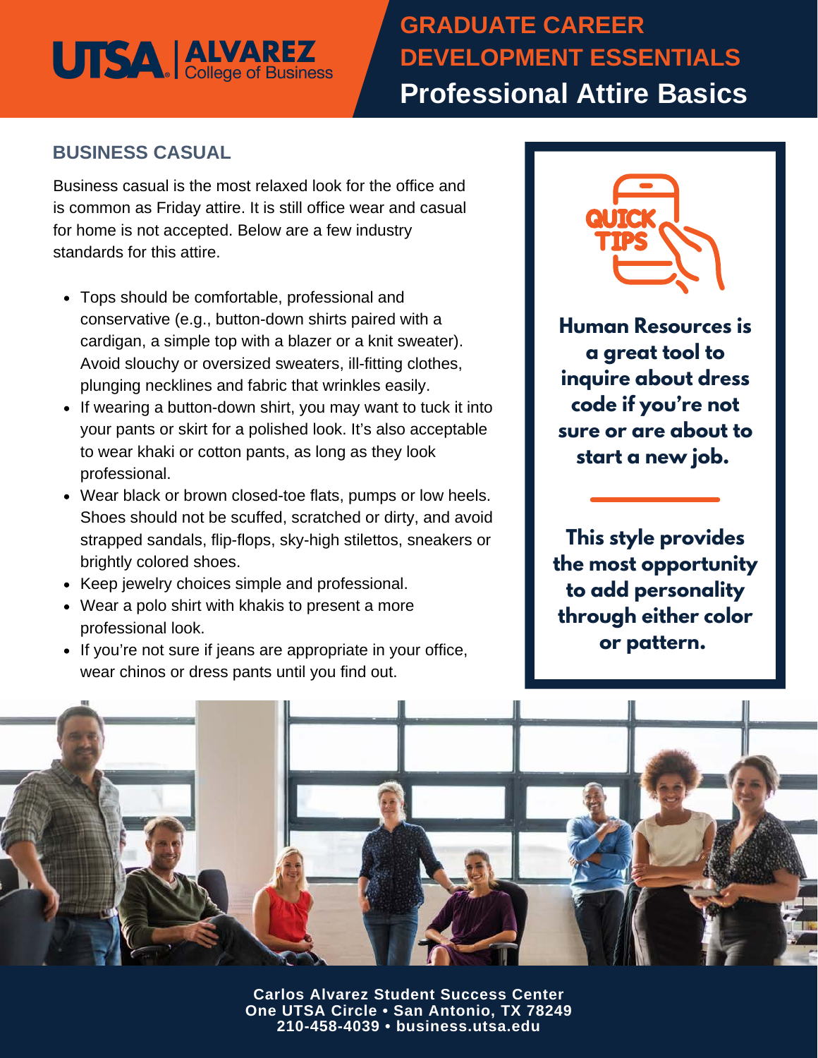# GRADUATE CAREER DEVELOPMENT ESSENTIALS

# Professional Attire Basics

## BUSINESS CASUAL

Business casual is the most relaxed look for the office and is common as Friday attire. It is still office wear and casual for home is not accepted. Below are a few industry standards for this attire.

- Tops should be comfortable, professional and conservative (e.g., button-down shirts paired with a cardigan, a simple top with a blazer or a knit sweater). Avoid slouchy or oversized sweaters, ill-fitting clothes, plunging necklines and fabric that wrinkles easily.
- If wearing a button-down shirt, you may want to tuck it into your pants or skirt for a polished look. It's also acceptable to wear khaki or cotton pants, as long as they look professional.
- Wear black or brown closed-toe flats, pumps or low heels. Shoes should not be scuffed, scratched or dirty, and avoid strapped sandals, flip-flops, sky-high stilettos, sneakers or brightly colored shoes.
- Keep jewelry choices simple and professional.
- Wear a polo shirt with khakis to present a more professional look.
- If you're not sure if jeans are appropriate in your office, wear chinos or dress pants until you find out.

**QUICK TIPS**

**Human Resources is a great tool to inquire about dress code if you're not sure or are about to start a new job.**

**This style provides the most opportunity to add personality through either color or pattern.**

**Carlos Alvarez Student Success Center**
**One UTSA Circle • San Antonio, TX 78249**
**210-458-4039 • business.utsa.edu**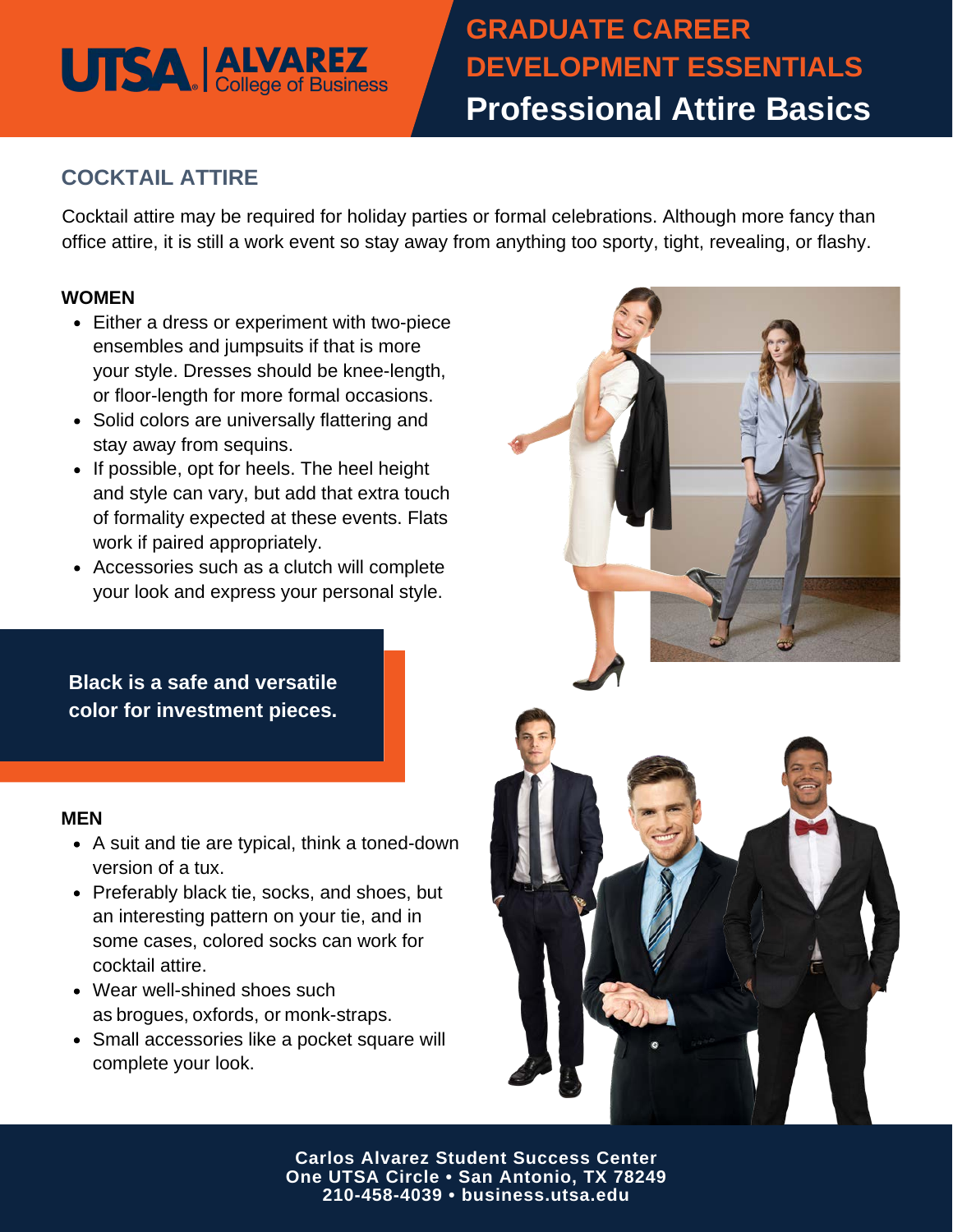UTSA | ALVAREZ College of Business

# GRADUATE CAREER DEVELOPMENT ESSENTIALS

# Professional Attire Basics

## COCKTAIL ATTIRE

Cocktail attire may be required for holiday parties or formal celebrations. Although more fancy than office attire, it is still a work event so stay away from anything too sporty, tight, revealing, or flashy.

**WOMEN**

- Either a dress or experiment with two-piece ensembles and jumpsuits if that is more your style. Dresses should be knee-length, or floor-length for more formal occasions.
- Solid colors are universally flattering and stay away from sequins.
- If possible, opt for heels. The heel height and style can vary, but add that extra touch of formality expected at these events. Flats work if paired appropriately.
- Accessories such as a clutch will complete your look and express your personal style.

**Black is a safe and versatile color for investment pieces.**

**MEN**

- A suit and tie are typical, think a toned-down version of a tux.
- Preferably black tie, socks, and shoes, but an interesting pattern on your tie, and in some cases, colored socks can work for cocktail attire.
- Wear well-shined shoes such as brogues, oxfords, or monk-straps.
- Small accessories like a pocket square will complete your look.

**Carlos Alvarez Student Success Center**
**One UTSA Circle • San Antonio, TX 78249**
**210-458-4039 • business.utsa.edu**